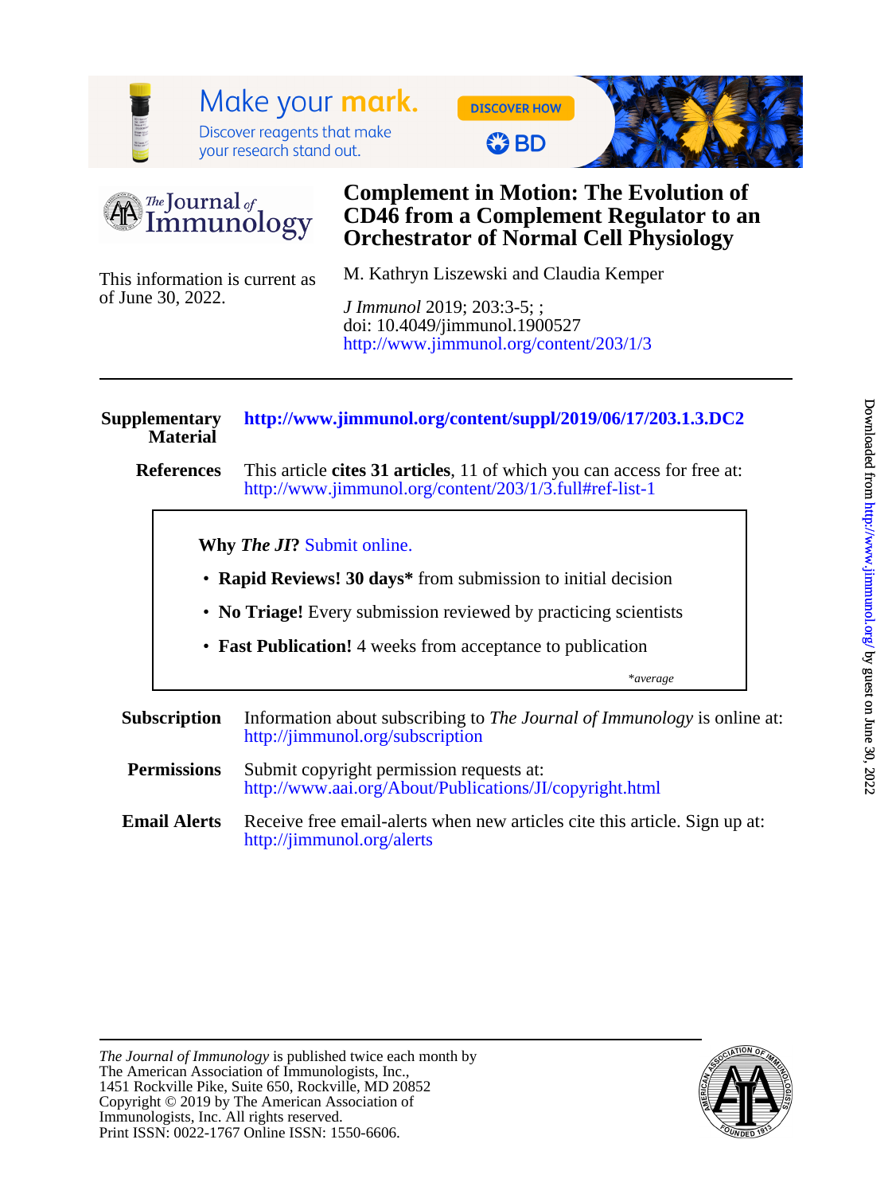# Complement in Motion: The Evolution of CD46 from a Complement Regulator to an Orchestrator of Normal Cell Physiology

M. Kathryn Liszewski and Claudia Kemper

This information is current as of June 30, 2022.

*J Immunol* 2019; 203:3-5; ;
doi: 10.4049/jimmunol.1900527
http://www.jimmunol.org/content/203/1/3

**Supplementary Material** **http://www.jimmunol.org/content/suppl/2019/06/17/203.1.3.DC2**

**References** This article **cites 31 articles**, 11 of which you can access for free at:
http://www.jimmunol.org/content/203/1/3.full#ref-list-1

**Why *The JI*?** Submit online.

- **Rapid Reviews! 30 days*** from submission to initial decision
- **No Triage!** Every submission reviewed by practicing scientists
- **Fast Publication!** 4 weeks from acceptance to publication

*average*

**Subscription** Information about subscribing to *The Journal of Immunology* is online at:
http://jimmunol.org/subscription

**Permissions** Submit copyright permission requests at:
http://www.aai.org/About/Publications/JI/copyright.html

**Email Alerts** Receive free email-alerts when new articles cite this article. Sign up at:
http://jimmunol.org/alerts

*The Journal of Immunology* is published twice each month by
The American Association of Immunologists, Inc.,
1451 Rockville Pike, Suite 650, Rockville, MD 20852
Copyright © 2019 by The American Association of
Immunologists, Inc. All rights reserved.
Print ISSN: 0022-1767 Online ISSN: 1550-6606.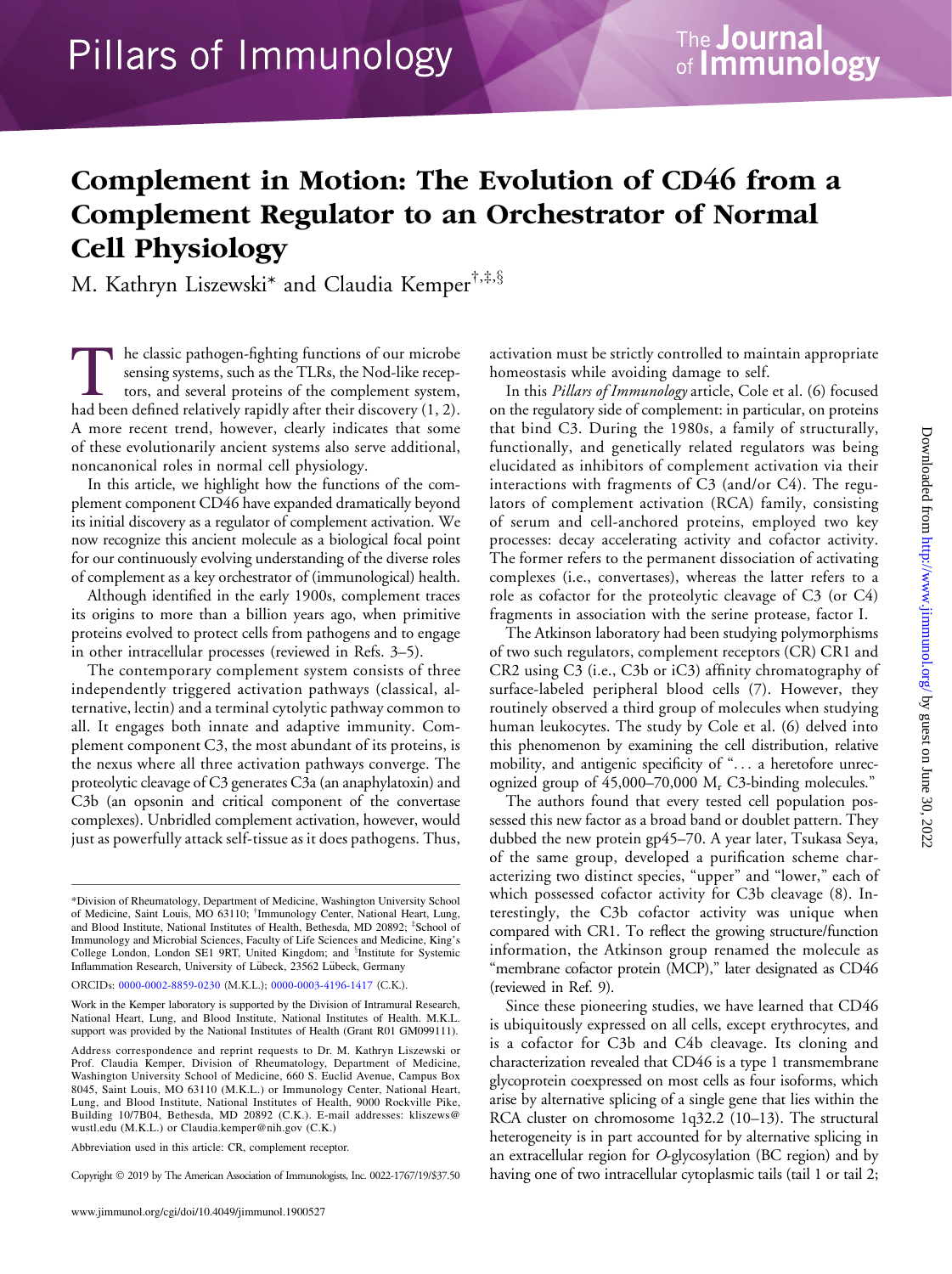# Complement in Motion: The Evolution of CD46 from a Complement Regulator to an Orchestrator of Normal Cell Physiology

M. Kathryn Liszewski* and Claudia Kemper†,‡,§

The classic pathogen-fighting functions of our microbe sensing systems, such as the TLRs, the Nod-like receptors, and several proteins of the complement system, had been defined relatively rapidly after their discovery (1, 2). A more recent trend, however, clearly indicates that some of these evolutionarily ancient systems also serve additional, noncanonical roles in normal cell physiology.

In this article, we highlight how the functions of the complement component CD46 have expanded dramatically beyond its initial discovery as a regulator of complement activation. We now recognize this ancient molecule as a biological focal point for our continuously evolving understanding of the diverse roles of complement as a key orchestrator of (immunological) health.

Although identified in the early 1900s, complement traces its origins to more than a billion years ago, when primitive proteins evolved to protect cells from pathogens and to engage in other intracellular processes (reviewed in Refs. 3–5).

The contemporary complement system consists of three independently triggered activation pathways (classical, alternative, lectin) and a terminal cytolytic pathway common to all. It engages both innate and adaptive immunity. Complement C3, the most abundant of its proteins, is the nexus where all three activation pathways converge. The proteolytic cleavage of C3 generates C3a (an anaphylatoxin) and C3b (an opsonin and critical component of the convertase complexes). Unbridled complement activation, however, would just as powerfully attack self-tissue as it does pathogens. Thus, activation must be strictly controlled to maintain appropriate homeostasis while avoiding damage to self.

In this *Pillars of Immunology* article, Cole et al. (6) focused on the regulatory side of complement: in particular, on proteins that bind C3. During the 1980s, a family of structurally, functionally, and genetically related regulators was being elucidated as inhibitors of complement activation via their interactions with fragments of C3 (and/or C4). The regulators of complement activation (RCA) family, consisting of serum and cell-anchored proteins, employed two key processes: decay accelerating activity and cofactor activity. The former refers to the permanent dissociation of activating complexes (i.e., convertases), whereas the latter refers to a role as cofactor for the proteolytic cleavage of C3 (or C4) fragments in association with the serine protease, factor I.

The Atkinson laboratory had been studying polymorphisms of two such regulators, complement receptors (CR) CR1 and CR2 using C3 (i.e., C3b or iC3) affinity chromatography of surface-labeled peripheral blood cells (7). However, they routinely observed a third group of molecules when studying human leukocytes. The study by Cole et al. (6) delved into this phenomenon by examining the cell distribution, relative mobility, and antigenic specificity of "... a heretofore unrecognized group of 45,000–70,000 $M_r$ C3-binding molecules."

The authors found that every tested cell population possessed this new factor as a broad band or doublet pattern. They dubbed the new protein gp45–70. A year later, Tsukasa Seya, of the same group, developed a purification scheme characterizing two distinct species, "upper" and "lower," each of which possessed cofactor activity for C3b cleavage (8). Interestingly, the C3b cofactor activity was unique when compared with CR1. To reflect the growing structure/function information, the Atkinson group renamed the molecule as "membrane cofactor protein (MCP)," later designated as CD46 (reviewed in Ref. 9).

Since these pioneering studies, we have learned that CD46 is ubiquitously expressed on all cells, except erythrocytes, and is a cofactor for C3b and C4b cleavage. Its cloning and characterization revealed that CD46 is a type 1 transmembrane glycoprotein coexpressed on most cells as four isoforms, which arise by alternative splicing of a single gene that lies within the RCA cluster on chromosome 1q32.2 (10–13). The structural heterogeneity is in part accounted for by alternative splicing in an extracellular region for *O*-glycosylation (BC region) and by having one of two intracellular cytoplasmic tails (tail 1 or tail 2;

---

*Division of Rheumatology, Department of Medicine, Washington University School of Medicine, Saint Louis, MO 63110; †Immunology Center, National Heart, Lung, and Blood Institute, National Institutes of Health, Bethesda, MD 20892; ‡School of Immunology and Microbial Sciences, Faculty of Life Sciences and Medicine, King's College London, London SE1 9RT, United Kingdom; and §Institute for Systemic Inflammation Research, University of Lübeck, 23562 Lübeck, Germany

ORCIDs: 0000-0002-8859-0230 (M.K.L.); 0000-0003-4196-1417 (C.K.).

Work in the Kemper laboratory is supported by the Division of Intramural Research, National Heart, Lung, and Blood Institute, National Institutes of Health. M.K.L. support was provided by the National Institutes of Health (Grant R01 GM099111).

Address correspondence and reprint requests to Dr. M. Kathryn Liszewski or Prof. Claudia Kemper, Division of Rheumatology, Department of Medicine, Washington University School of Medicine, 660 S. Euclid Avenue, Campus Box 8045, Saint Louis, MO 63110 (M.K.L.) or Immunology Center, National Heart, Lung, and Blood Institute, National Institutes of Health, 9000 Rockville Pike, Building 10/7B04, Bethesda, MD 20892 (C.K.). E-mail addresses: kliszews@wustl.edu (M.K.L.) or Claudia.kemper@nih.gov (C.K.)

Abbreviation used in this article: CR, complement receptor.

Copyright © 2019 by The American Association of Immunologists, Inc. 0022-1767/19/$37.50

www.jimmunol.org/cgi/doi/10.4049/jimmunol.1900527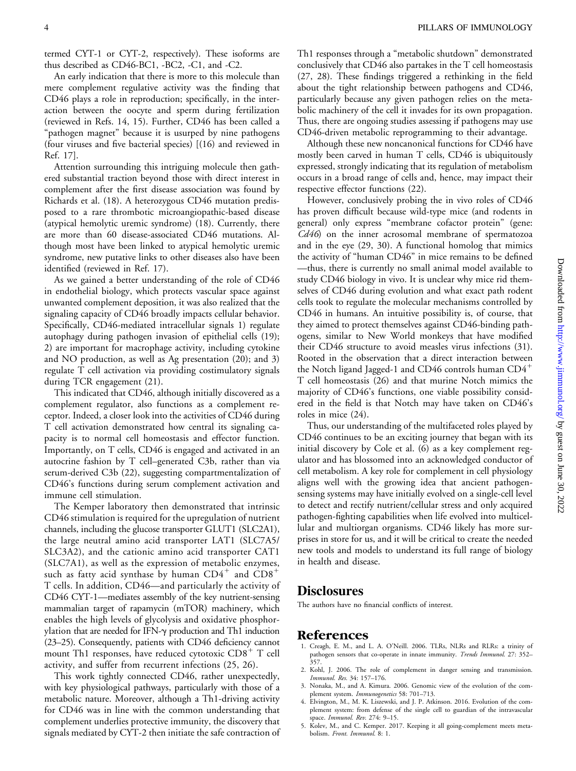termed CYT-1 or CYT-2, respectively). These isoforms are thus described as CD46-BC1, -BC2, -C1, and -C2.

An early indication that there is more to this molecule than mere complement regulative activity was the finding that CD46 plays a role in reproduction; specifically, in the interaction between the oocyte and sperm during fertilization (reviewed in Refs. 14, 15). Further, CD46 has been called a "pathogen magnet" because it is usurped by nine pathogens (four viruses and five bacterial species) [(16) and reviewed in Ref. 17].

Attention surrounding this intriguing molecule then gathered substantial traction beyond those with direct interest in complement after the first disease association was found by Richards et al. (18). A heterozygous CD46 mutation predisposed to a rare thrombotic microangiopathic-based disease (atypical hemolytic uremic syndrome) (18). Currently, there are more than 60 disease-associated CD46 mutations. Although most have been linked to atypical hemolytic uremic syndrome, new putative links to other diseases also have been identified (reviewed in Ref. 17).

As we gained a better understanding of the role of CD46 in endothelial biology, which protects vascular space against unwanted complement deposition, it was also realized that the signaling capacity of CD46 broadly impacts cellular behavior. Specifically, CD46-mediated intracellular signals 1) regulate autophagy during pathogen invasion of epithelial cells (19); 2) are important for macrophage activity, including cytokine and NO production, as well as Ag presentation (20); and 3) regulate T cell activation via providing costimulatory signals during TCR engagement (21).

This indicated that CD46, although initially discovered as a complement regulator, also functions as a complement receptor. Indeed, a closer look into the activities of CD46 during T cell activation demonstrated how central its signaling capacity is to normal cell homeostasis and effector function. Importantly, on T cells, CD46 is engaged and activated in an autocrine fashion by T cell–generated C3b, rather than via serum-derived C3b (22), suggesting compartmentalization of CD46's functions during serum complement activation and immune cell stimulation.

The Kemper laboratory then demonstrated that intrinsic CD46 stimulation is required for the upregulation of nutrient channels, including the glucose transporter GLUT1 (SLC2A1), the large neutral amino acid transporter LAT1 (SLC7A5/SLC3A2), and the cationic amino acid transporter CAT1 (SLC7A1), as well as the expression of metabolic enzymes, such as fatty acid synthase by human $CD4^+$ and $CD8^+$ T cells. In addition, CD46—and particularly the activity of CD46 CYT-1—mediates assembly of the key nutrient-sensing mammalian target of rapamycin (mTOR) machinery, which enables the high levels of glycolysis and oxidative phosphorylation that are needed for IFN-$\gamma$ production and Th1 induction (23–25). Consequently, patients with CD46 deficiency cannot mount Th1 responses, have reduced cytotoxic $CD8^+$ T cell activity, and suffer from recurrent infections (25, 26).

This work tightly connected CD46, rather unexpectedly, with key physiological pathways, particularly with those of a metabolic nature. Moreover, although a Th1-driving activity for CD46 was in line with the common understanding that complement underlies protective immunity, the discovery that signals mediated by CYT-2 then initiate the safe contraction of Th1 responses through a "metabolic shutdown" demonstrated conclusively that CD46 also partakes in the T cell homeostasis (27, 28). These findings triggered a rethinking in the field about the tight relationship between pathogens and CD46, particularly because any given pathogen relies on the metabolic machinery of the cell it invades for its own propagation. Thus, there are ongoing studies assessing if pathogens may use CD46-driven metabolic reprogramming to their advantage.

Although these new noncanonical functions for CD46 have mostly been carved in human T cells, CD46 is ubiquitously expressed, strongly indicating that its regulation of metabolism occurs in a broad range of cells and, hence, may impact their respective effector functions (22).

However, conclusively probing the in vivo roles of CD46 has proven difficult because wild-type mice (and rodents in general) only express "membrane cofactor protein" (gene: *Cd46*) on the inner acrosomal membrane of spermatozoa and in the eye (29, 30). A functional homolog that mimics the activity of "human CD46" in mice remains to be defined —thus, there is currently no small animal model available to study CD46 biology in vivo. It is unclear why mice rid themselves of CD46 during evolution and what exact path rodent cells took to regulate the molecular mechanisms controlled by CD46 in humans. An intuitive possibility is, of course, that they aimed to protect themselves against CD46-binding pathogens, similar to New World monkeys that have modified their CD46 structure to avoid measles virus infections (31). Rooted in the observation that a direct interaction between the Notch ligand Jagged-1 and CD46 controls human $CD4^+$ T cell homeostasis (26) and that murine Notch mimics the majority of CD46's functions, one viable possibility considered in the field is that Notch may have taken on CD46's roles in mice (24).

Thus, our understanding of the multifaceted roles played by CD46 continues to be an exciting journey that began with its initial discovery by Cole et al. (6) as a key complement regulator and has blossomed into an acknowledged conductor of cell metabolism. A key role for complement in cell physiology aligns well with the growing idea that ancient pathogen-sensing systems may have initially evolved on a single-cell level to detect and rectify nutrient/cellular stress and only acquired pathogen-fighting capabilities when life evolved into multicellular and multiorgan organisms. CD46 likely has more surprises in store for us, and it will be critical to create the needed new tools and models to understand its full range of biology in health and disease.

## Disclosures

The authors have no financial conflicts of interest.

## References

1. Creagh, E. M., and L. A. O'Neill. 2006. TLRs, NLRs and RLRs: a trinity of pathogen sensors that co-operate in innate immunity. *Trends Immunol.* 27: 352–357.
2. Kohl, J. 2006. The role of complement in danger sensing and transmission. *Immunol. Res.* 34: 157–176.
3. Nonaka, M., and A. Kimura. 2006. Genomic view of the evolution of the complement system. *Immunogenetics* 58: 701–713.
4. Elvington, M., M. K. Liszewski, and J. P. Atkinson. 2016. Evolution of the complement system: from defense of the single cell to guardian of the intravascular space. *Immunol. Rev.* 274: 9–15.
5. Kolev, M., and C. Kemper. 2017. Keeping it all going-complement meets metabolism. *Front. Immunol.* 8: 1.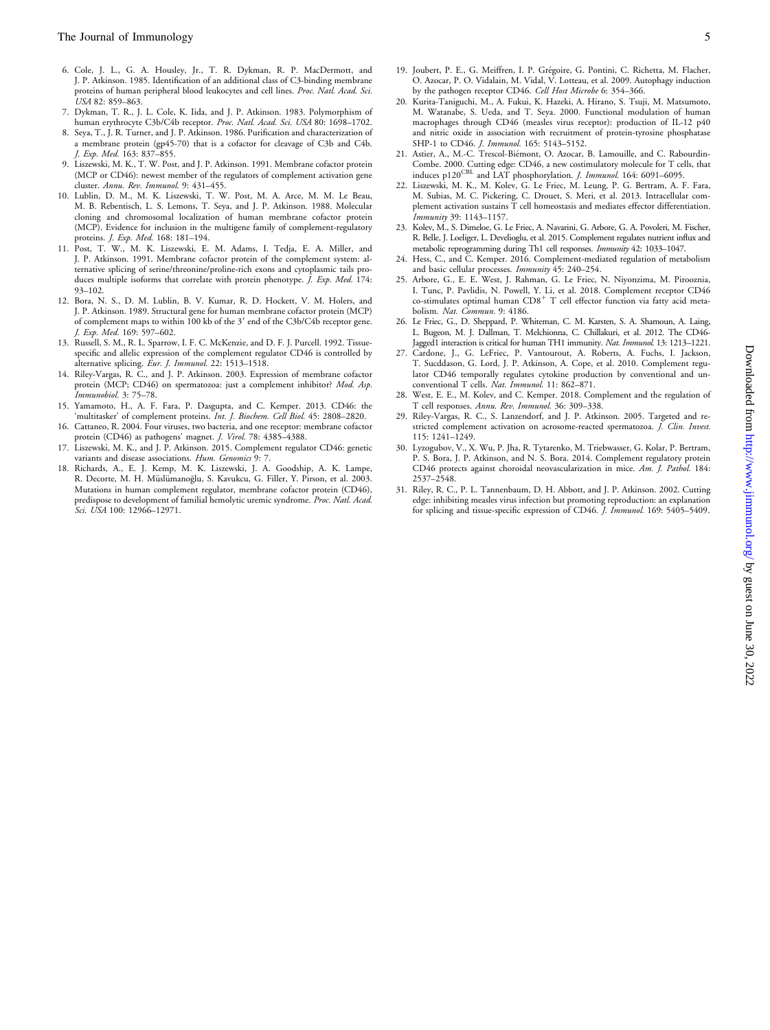6. Cole, J. L., G. A. Housley, Jr., T. R. Dykman, R. P. MacDermott, and J. P. Atkinson. 1985. Identification of an additional class of C3-binding membrane proteins of human peripheral blood leukocytes and cell lines. *Proc. Natl. Acad. Sci. USA* 82: 859–863.
7. Dykman, T. R., J. L. Cole, K. Iida, and J. P. Atkinson. 1983. Polymorphism of human erythrocyte C3b/C4b receptor. *Proc. Natl. Acad. Sci. USA* 80: 1698–1702.
8. Seya, T., J. R. Turner, and J. P. Atkinson. 1986. Purification and characterization of a membrane protein (gp45-70) that is a cofactor for cleavage of C3b and C4b. *J. Exp. Med.* 163: 837–855.
9. Liszewski, M. K., T. W. Post, and J. P. Atkinson. 1991. Membrane cofactor protein (MCP or CD46): newest member of the regulators of complement activation gene cluster. *Annu. Rev. Immunol.* 9: 431–455.
10. Lublin, D. M., M. K. Liszewski, T. W. Post, M. A. Arce, M. M. Le Beau, M. B. Rebentisch, L. S. Lemons, T. Seya, and J. P. Atkinson. 1988. Molecular cloning and chromosomal localization of human membrane cofactor protein (MCP). Evidence for inclusion in the multigene family of complement-regulatory proteins. *J. Exp. Med.* 168: 181–194.
11. Post, T. W., M. K. Liszewski, E. M. Adams, I. Tedja, E. A. Miller, and J. P. Atkinson. 1991. Membrane cofactor protein of the complement system: alternative splicing of serine/threonine/proline-rich exons and cytoplasmic tails produces multiple isoforms that correlate with protein phenotype. *J. Exp. Med.* 174: 93–102.
12. Bora, N. S., D. M. Lublin, B. V. Kumar, R. D. Hockett, V. M. Holers, and J. P. Atkinson. 1989. Structural gene for human membrane cofactor protein (MCP) of complement maps to within 100 kb of the 3′ end of the C3b/C4b receptor gene. *J. Exp. Med.* 169: 597–602.
13. Russell, S. M., R. L. Sparrow, I. F. C. McKenzie, and D. F. J. Purcell. 1992. Tissue-specific and allelic expression of the complement regulator CD46 is controlled by alternative splicing. *Eur. J. Immunol.* 22: 1513–1518.
14. Riley-Vargas, R. C., and J. P. Atkinson. 2003. Expression of membrane cofactor protein (MCP; CD46) on spermatozoa: just a complement inhibitor? *Mod. Asp. Immunobiol.* 3: 75–78.
15. Yamamoto, H., A. F. Fara, P. Dasgupta, and C. Kemper. 2013. CD46: the 'multitasker' of complement proteins. *Int. J. Biochem. Cell Biol.* 45: 2808–2820.
16. Cattaneo, R. 2004. Four viruses, two bacteria, and one receptor: membrane cofactor protein (CD46) as pathogens' magnet. *J. Virol.* 78: 4385–4388.
17. Liszewski, M. K., and J. P. Atkinson. 2015. Complement regulator CD46: genetic variants and disease associations. *Hum. Genomics* 9: 7.
18. Richards, A., E. J. Kemp, M. K. Liszewski, J. A. Goodship, A. K. Lampe, R. Decorte, M. H. Müslümanoğlu, S. Kavukcu, G. Filler, Y. Pirson, et al. 2003. Mutations in human complement regulator, membrane cofactor protein (CD46), predispose to development of familial hemolytic uremic syndrome. *Proc. Natl. Acad. Sci. USA* 100: 12966–12971.
19. Joubert, P. E., G. Meiffren, I. P. Grégoire, G. Pontini, C. Richetta, M. Flacher, O. Azocar, P. O. Vidalain, M. Vidal, V. Lotteau, et al. 2009. Autophagy induction by the pathogen receptor CD46. *Cell Host Microbe* 6: 354–366.
20. Kurita-Taniguchi, M., A. Fukui, K. Hazeki, A. Hirano, S. Tsuji, M. Matsumoto, M. Watanabe, S. Ueda, and T. Seya. 2000. Functional modulation of human macrophages through CD46 (measles virus receptor): production of IL-12 p40 and nitric oxide in association with recruitment of protein-tyrosine phosphatase SHP-1 to CD46. *J. Immunol.* 165: 5143–5152.
21. Astier, A., M.-C. Trescol-Biémont, O. Azocar, B. Lamouille, and C. Rabourdin-Combe. 2000. Cutting edge: CD46, a new costimulatory molecule for T cells, that induces p120$^{CBL}$ and LAT phosphorylation. *J. Immunol.* 164: 6091–6095.
22. Liszewski, M. K., M. Kolev, G. Le Friec, M. Leung, P. G. Bertram, A. F. Fara, M. Subias, M. C. Pickering, C. Drouet, S. Meri, et al. 2013. Intracellular complement activation sustains T cell homeostasis and mediates effector differentiation. *Immunity* 39: 1143–1157.
23. Kolev, M., S. Dimeloe, G. Le Friec, A. Navarini, G. Arbore, G. A. Povoleri, M. Fischer, R. Belle, J. Loeliger, L. Develioglu, et al. 2015. Complement regulates nutrient influx and metabolic reprogramming during Th1 cell responses. *Immunity* 42: 1033–1047.
24. Hess, C., and C. Kemper. 2016. Complement-mediated regulation of metabolism and basic cellular processes. *Immunity* 45: 240–254.
25. Arbore, G., E. E. West, J. Rahman, G. Le Friec, N. Niyonzima, M. Pirooznia, I. Tunc, P. Pavlidis, N. Powell, Y. Li, et al. 2018. Complement receptor CD46 co-stimulates optimal human CD8$^+$ T cell effector function via fatty acid metabolism. *Nat. Commun.* 9: 4186.
26. Le Friec, G., D. Sheppard, P. Whiteman, C. M. Karsten, S. A. Shamoun, A. Laing, L. Bugeon, M. J. Dallman, T. Melchionna, C. Chillakuri, et al. 2012. The CD46-Jagged1 interaction is critical for human TH1 immunity. *Nat. Immunol.* 13: 1213–1221.
27. Cardone, J., G. LeFriec, P. Vantourout, A. Roberts, A. Fuchs, I. Jackson, T. Sucddason, G. Lord, J. P. Atkinson, A. Cope, et al. 2010. Complement regulator CD46 temporally regulates cytokine production by conventional and unconventional T cells. *Nat. Immunol.* 11: 862–871.
28. West, E. E., M. Kolev, and C. Kemper. 2018. Complement and the regulation of T cell responses. *Annu. Rev. Immunol.* 36: 309–338.
29. Riley-Vargas, R. C., S. Lanzendorf, and J. P. Atkinson. 2005. Targeted and restricted complement activation on acrosome-reacted spermatozoa. *J. Clin. Invest.* 115: 1241–1249.
30. Lyzogubov, V., X. Wu, P. Jha, R. Tytarenko, M. Triebwasser, G. Kolar, P. Bertram, P. S. Bora, J. P. Atkinson, and N. S. Bora. 2014. Complement regulatory protein CD46 protects against choroidal neovascularization in mice. *Am. J. Pathol.* 184: 2537–2548.
31. Riley, R. C., P. L. Tannenbaum, D. H. Abbott, and J. P. Atkinson. 2002. Cutting edge: inhibiting measles virus infection but promoting reproduction: an explanation for splicing and tissue-specific expression of CD46. *J. Immunol.* 169: 5405–5409.